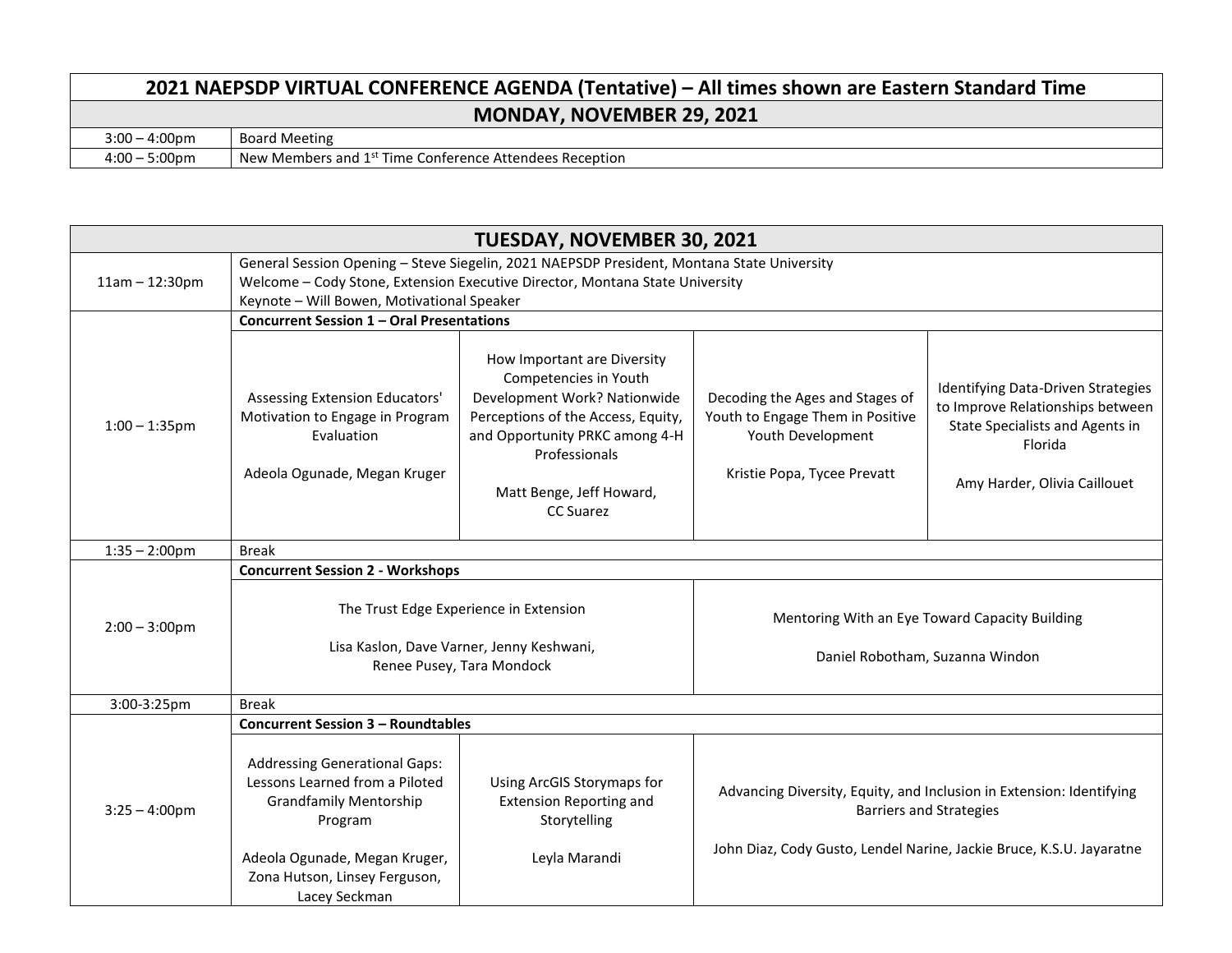# 2021 NAEPSDP VIRTUAL CONFERENCE AGENDA (Tentative) – All times shown are Eastern Standard Time

## MONDAY, NOVEMBER 29, 2021

| Time | Event |
|---|---|
| 3:00 – 4:00pm | Board Meeting |
| 4:00 – 5:00pm | New Members and 1st Time Conference Attendees Reception |

## TUESDAY, NOVEMBER 30, 2021

| Time | | | | |
|---|---|---|---|---|
| 11am – 12:30pm | General Session Opening – Steve Siegelin, 2021 NAEPSDP President, Montana State University<br>Welcome – Cody Stone, Extension Executive Director, Montana State University<br>Keynote – Will Bowen, Motivational Speaker | | | |
| | **Concurrent Session 1 – Oral Presentations** | | | |
| 1:00 – 1:35pm | Assessing Extension Educators' Motivation to Engage in Program Evaluation<br><br>Adeola Ogunade, Megan Kruger | How Important are Diversity Competencies in Youth Development Work? Nationwide Perceptions of the Access, Equity, and Opportunity PRKC among 4-H Professionals<br><br>Matt Benge, Jeff Howard, CC Suarez | Decoding the Ages and Stages of Youth to Engage Them in Positive Youth Development<br><br>Kristie Popa, Tycee Prevatt | Identifying Data-Driven Strategies to Improve Relationships between State Specialists and Agents in Florida<br><br>Amy Harder, Olivia Caillouet |
| 1:35 – 2:00pm | Break | | | |
| | **Concurrent Session 2 - Workshops** | | | |
| 2:00 – 3:00pm | The Trust Edge Experience in Extension<br><br>Lisa Kaslon, Dave Varner, Jenny Keshwani, Renee Pusey, Tara Mondock | | Mentoring With an Eye Toward Capacity Building<br><br>Daniel Robotham, Suzanna Windon | |
| 3:00-3:25pm | Break | | | |
| | **Concurrent Session 3 – Roundtables** | | | |
| 3:25 – 4:00pm | Addressing Generational Gaps: Lessons Learned from a Piloted Grandfamily Mentorship Program<br><br>Adeola Ogunade, Megan Kruger, Zona Hutson, Linsey Ferguson, Lacey Seckman | Using ArcGIS Storymaps for Extension Reporting and Storytelling<br><br>Leyla Marandi | Advancing Diversity, Equity, and Inclusion in Extension: Identifying Barriers and Strategies<br><br>John Diaz, Cody Gusto, Lendel Narine, Jackie Bruce, K.S.U. Jayaratne | |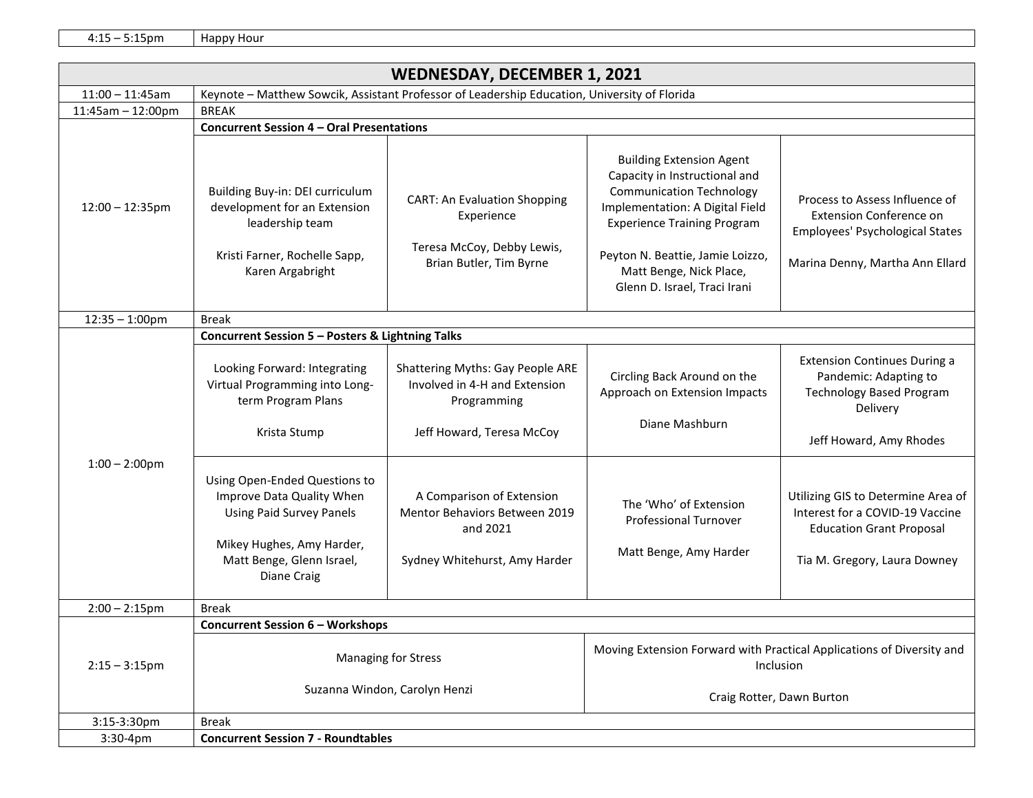| 4:15 – 5:15pm | Happy Hour |
|---|---|

## WEDNESDAY, DECEMBER 1, 2021

| Time | | | | |
|---|---|---|---|---|
| 11:00 – 11:45am | Keynote – Matthew Sowcik, Assistant Professor of Leadership Education, University of Florida | | | |
| 11:45am – 12:00pm | BREAK | | | |
| | **Concurrent Session 4 – Oral Presentations** | | | |
| 12:00 – 12:35pm | Building Buy-in: DEI curriculum development for an Extension leadership team<br><br>Kristi Farner, Rochelle Sapp, Karen Argabright | CART: An Evaluation Shopping Experience<br><br>Teresa McCoy, Debby Lewis, Brian Butler, Tim Byrne | Building Extension Agent Capacity in Instructional and Communication Technology Implementation: A Digital Field Experience Training Program<br><br>Peyton N. Beattie, Jamie Loizzo, Matt Benge, Nick Place, Glenn D. Israel, Traci Irani | Process to Assess Influence of Extension Conference on Employees' Psychological States<br><br>Marina Denny, Martha Ann Ellard |
| 12:35 – 1:00pm | Break | | | |
| | **Concurrent Session 5 – Posters & Lightning Talks** | | | |
| 1:00 – 2:00pm | Looking Forward: Integrating Virtual Programming into Long-term Program Plans<br><br>Krista Stump | Shattering Myths: Gay People ARE Involved in 4-H and Extension Programming<br><br>Jeff Howard, Teresa McCoy | Circling Back Around on the Approach on Extension Impacts<br><br>Diane Mashburn | Extension Continues During a Pandemic: Adapting to Technology Based Program Delivery<br><br>Jeff Howard, Amy Rhodes |
| | Using Open-Ended Questions to Improve Data Quality When Using Paid Survey Panels<br><br>Mikey Hughes, Amy Harder, Matt Benge, Glenn Israel, Diane Craig | A Comparison of Extension Mentor Behaviors Between 2019 and 2021<br><br>Sydney Whitehurst, Amy Harder | The 'Who' of Extension Professional Turnover<br><br>Matt Benge, Amy Harder | Utilizing GIS to Determine Area of Interest for a COVID-19 Vaccine Education Grant Proposal<br><br>Tia M. Gregory, Laura Downey |
| 2:00 – 2:15pm | Break | | | |
| | **Concurrent Session 6 – Workshops** | | | |
| 2:15 – 3:15pm | Managing for Stress<br><br>Suzanna Windon, Carolyn Henzi | | Moving Extension Forward with Practical Applications of Diversity and Inclusion<br><br>Craig Rotter, Dawn Burton | |
| 3:15-3:30pm | Break | | | |
| 3:30-4pm | **Concurrent Session 7 - Roundtables** | | | |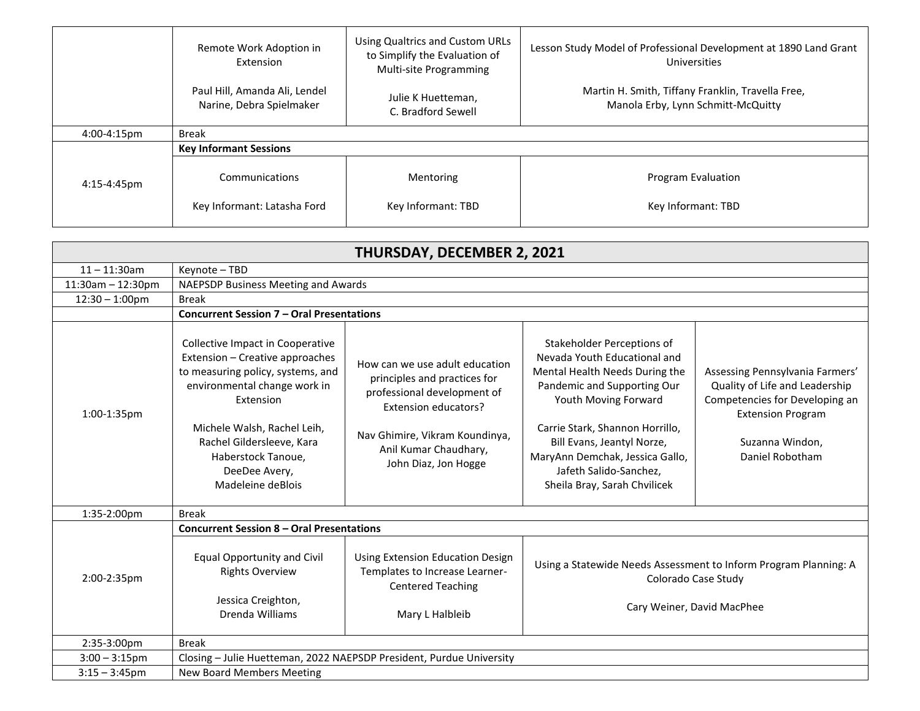| | | | |
|---|---|---|---|
| | Remote Work Adoption in Extension<br><br>Paul Hill, Amanda Ali, Lendel Narine, Debra Spielmaker | Using Qualtrics and Custom URLs to Simplify the Evaluation of Multi-site Programming<br><br>Julie K Huetteman, C. Bradford Sewell | Lesson Study Model of Professional Development at 1890 Land Grant Universities<br><br>Martin H. Smith, Tiffany Franklin, Travella Free, Manola Erby, Lynn Schmitt-McQuitty |
| 4:00-4:15pm | Break | | |
| | **Key Informant Sessions** | | |
| 4:15-4:45pm | Communications<br><br>Key Informant: Latasha Ford | Mentoring<br><br>Key Informant: TBD | Program Evaluation<br><br>Key Informant: TBD |

## THURSDAY, DECEMBER 2, 2021

| | | | | |
|---|---|---|---|---|
| 11 – 11:30am | Keynote – TBD | | | |
| 11:30am – 12:30pm | NAEPSDP Business Meeting and Awards | | | |
| 12:30 – 1:00pm | Break | | | |
| | **Concurrent Session 7 – Oral Presentations** | | | |
| 1:00-1:35pm | Collective Impact in Cooperative Extension – Creative approaches to measuring policy, systems, and environmental change work in Extension<br><br>Michele Walsh, Rachel Leih, Rachel Gildersleeve, Kara Haberstock Tanoue, DeeDee Avery, Madeleine deBlois | How can we use adult education principles and practices for professional development of Extension educators?<br><br>Nav Ghimire, Vikram Koundinya, Anil Kumar Chaudhary, John Diaz, Jon Hogge | Stakeholder Perceptions of Nevada Youth Educational and Mental Health Needs During the Pandemic and Supporting Our Youth Moving Forward<br><br>Carrie Stark, Shannon Horrillo, Bill Evans, Jeantyl Norze, MaryAnn Demchak, Jessica Gallo, Jafeth Salido-Sanchez, Sheila Bray, Sarah Chvilicek | Assessing Pennsylvania Farmers' Quality of Life and Leadership Competencies for Developing an Extension Program<br><br>Suzanna Windon, Daniel Robotham |
| 1:35-2:00pm | Break | | | |
| | **Concurrent Session 8 – Oral Presentations** | | | |
| 2:00-2:35pm | Equal Opportunity and Civil Rights Overview<br><br>Jessica Creighton, Drenda Williams | Using Extension Education Design Templates to Increase Learner-Centered Teaching<br><br>Mary L Halbleib | Using a Statewide Needs Assessment to Inform Program Planning: A Colorado Case Study<br><br>Cary Weiner, David MacPhee | |
| 2:35-3:00pm | Break | | | |
| 3:00 – 3:15pm | Closing – Julie Huetteman, 2022 NAEPSDP President, Purdue University | | | |
| 3:15 – 3:45pm | New Board Members Meeting | | | |